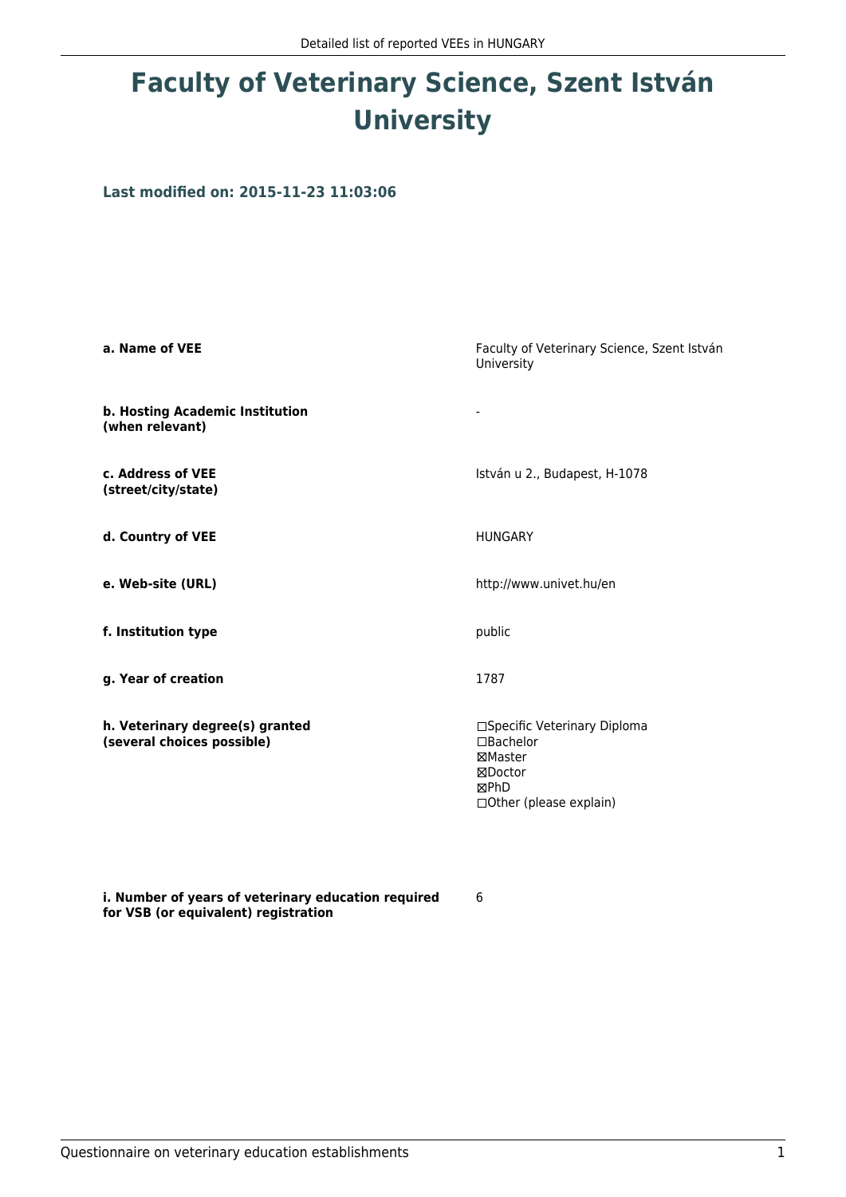# Faculty of Veterinary Science, Szent István University

### Last modified on: 2015-11-23 11:03:06

| | |
|---|---|
| **a. Name of VEE** | Faculty of Veterinary Science, Szent István University |
| **b. Hosting Academic Institution (when relevant)** | - |
| **c. Address of VEE (street/city/state)** | István u 2., Budapest, H-1078 |
| **d. Country of VEE** | HUNGARY |
| **e. Web-site (URL)** | http://www.univet.hu/en |
| **f. Institution type** | public |
| **g. Year of creation** | 1787 |
| **h. Veterinary degree(s) granted (several choices possible)** | ☐Specific Veterinary Diploma<br>☐Bachelor<br>☒Master<br>☒Doctor<br>☒PhD<br>☐Other (please explain) |
| **i. Number of years of veterinary education required for VSB (or equivalent) registration** | 6 |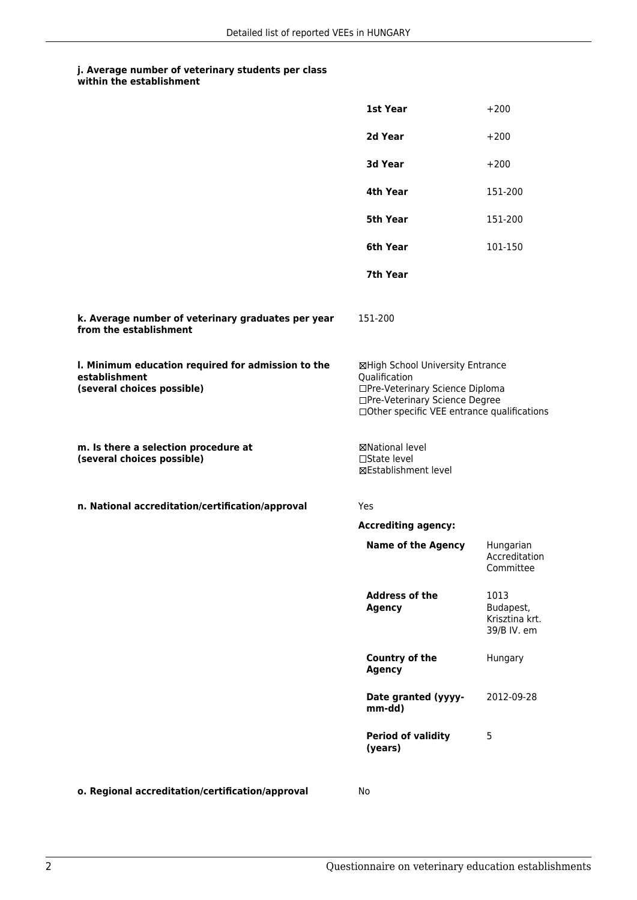#### j. Average number of veterinary students per class within the establishment

| | |
|---|---|
| **1st Year** | +200 |
| **2d Year** | +200 |
| **3d Year** | +200 |
| **4th Year** | 151-200 |
| **5th Year** | 151-200 |
| **6th Year** | 101-150 |
| **7th Year** | |

**k. Average number of veterinary graduates per year from the establishment**

151-200

**l. Minimum education required for admission to the establishment (several choices possible)**

☒High School University Entrance Qualification
☐Pre-Veterinary Science Diploma
☐Pre-Veterinary Science Degree
☐Other specific VEE entrance qualifications

**m. Is there a selection procedure at (several choices possible)**

☒National level
☐State level
☒Establishment level

**n. National accreditation/certification/approval**

Yes

**Accrediting agency:**

| | |
|---|---|
| **Name of the Agency** | Hungarian Accreditation Committee |
| **Address of the Agency** | 1013 Budapest, Krisztina krt. 39/B IV. em |
| **Country of the Agency** | Hungary |
| **Date granted (yyyy-mm-dd)** | 2012-09-28 |
| **Period of validity (years)** | 5 |

**o. Regional accreditation/certification/approval**

No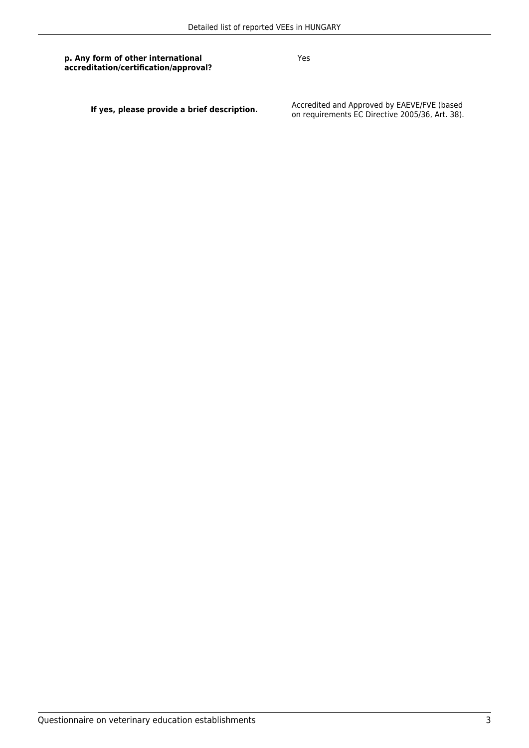| | |
|---|---|
| **p. Any form of other international accreditation/certification/approval?** | Yes |
| **If yes, please provide a brief description.** | Accredited and Approved by EAEVE/FVE (based on requirements EC Directive 2005/36, Art. 38). |